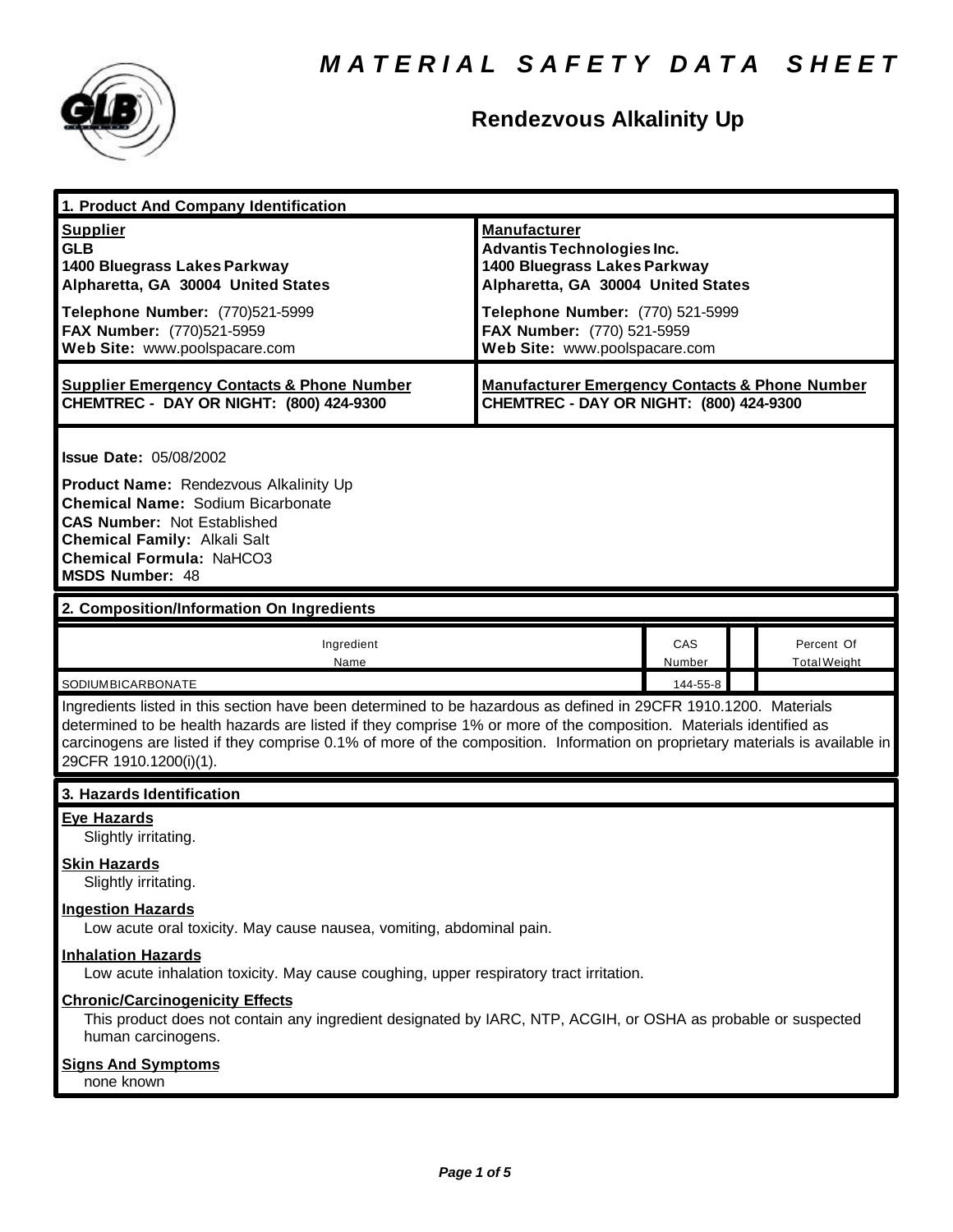# MATERIAL SAFETY DATA SHEET

## Rendezvous Alkalinity Up

### 1. Product And Company Identification

| **Supplier** | **Manufacturer** |
|---|---|
| **GLB** | **Advantis Technologies Inc.** |
| **1400 Bluegrass Lakes Parkway** | **1400 Bluegrass Lakes Parkway** |
| **Alpharetta, GA 30004 United States** | **Alpharetta, GA 30004 United States** |
| **Telephone Number:** (770)521-5999 | **Telephone Number:** (770) 521-5999 |
| **FAX Number:** (770)521-5959 | **FAX Number:** (770) 521-5959 |
| **Web Site:** www.poolspacare.com | **Web Site:** www.poolspacare.com |
| **Supplier Emergency Contacts & Phone Number** | **Manufacturer Emergency Contacts & Phone Number** |
| **CHEMTREC - DAY OR NIGHT: (800) 424-9300** | **CHEMTREC - DAY OR NIGHT: (800) 424-9300** |

**Issue Date:** 05/08/2002

**Product Name:** Rendezvous Alkalinity Up
**Chemical Name:** Sodium Bicarbonate
**CAS Number:** Not Established
**Chemical Family:** Alkali Salt
**Chemical Formula:** $NaHCO_3$
**MSDS Number:** 48

### 2. Composition/Information On Ingredients

| Ingredient Name | CAS Number | | Percent Of Total Weight |
|---|---|---|---|
| SODIUMBICARBONATE | 144-55-8 | | |

Ingredients listed in this section have been determined to be hazardous as defined in 29CFR 1910.1200. Materials determined to be health hazards are listed if they comprise 1% or more of the composition. Materials identified as carcinogens are listed if they comprise 0.1% of more of the composition. Information on proprietary materials is available in 29CFR 1910.1200(i)(1).

### 3. Hazards Identification

**Eye Hazards**
Slightly irritating.

**Skin Hazards**
Slightly irritating.

**Ingestion Hazards**
Low acute oral toxicity. May cause nausea, vomiting, abdominal pain.

**Inhalation Hazards**
Low acute inhalation toxicity. May cause coughing, upper respiratory tract irritation.

**Chronic/Carcinogenicity Effects**
This product does not contain any ingredient designated by IARC, NTP, ACGIH, or OSHA as probable or suspected human carcinogens.

**Signs And Symptoms**
none known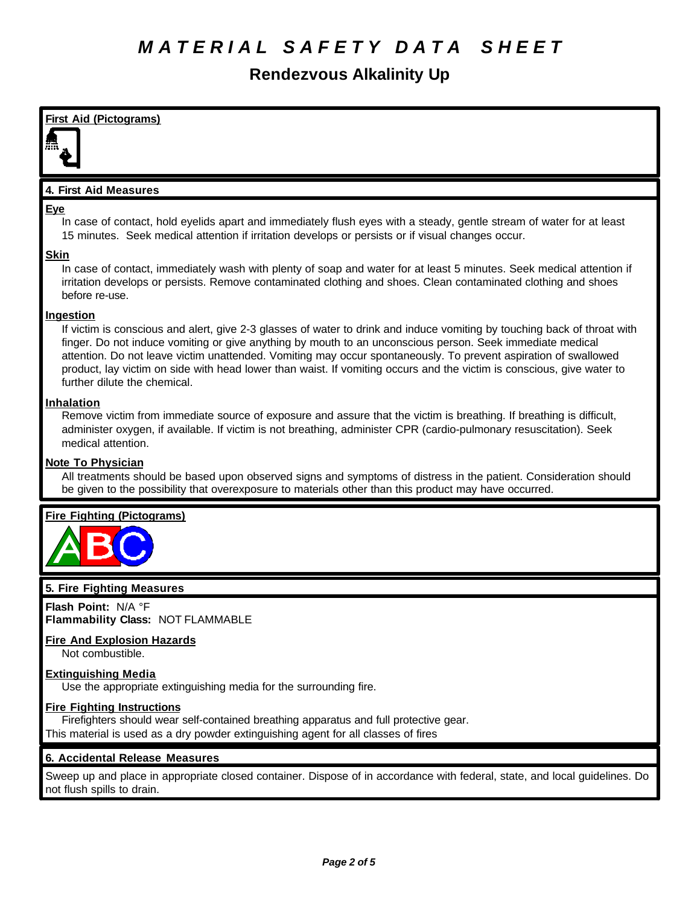# MATERIAL SAFETY DATA SHEET

## Rendezvous Alkalinity Up

**First Aid (Pictograms)**

### 4. First Aid Measures

**Eye**

In case of contact, hold eyelids apart and immediately flush eyes with a steady, gentle stream of water for at least 15 minutes. Seek medical attention if irritation develops or persists or if visual changes occur.

**Skin**

In case of contact, immediately wash with plenty of soap and water for at least 5 minutes. Seek medical attention if irritation develops or persists. Remove contaminated clothing and shoes. Clean contaminated clothing and shoes before re-use.

**Ingestion**

If victim is conscious and alert, give 2-3 glasses of water to drink and induce vomiting by touching back of throat with finger. Do not induce vomiting or give anything by mouth to an unconscious person. Seek immediate medical attention. Do not leave victim unattended. Vomiting may occur spontaneously. To prevent aspiration of swallowed product, lay victim on side with head lower than waist. If vomiting occurs and the victim is conscious, give water to further dilute the chemical.

**Inhalation**

Remove victim from immediate source of exposure and assure that the victim is breathing. If breathing is difficult, administer oxygen, if available. If victim is not breathing, administer CPR (cardio-pulmonary resuscitation). Seek medical attention.

**Note To Physician**

All treatments should be based upon observed signs and symptoms of distress in the patient. Consideration should be given to the possibility that overexposure to materials other than this product may have occurred.

**Fire Fighting (Pictograms)**

### 5. Fire Fighting Measures

**Flash Point:** N/A °F
**Flammability Class:** NOT FLAMMABLE

**Fire And Explosion Hazards**

Not combustible.

**Extinguishing Media**

Use the appropriate extinguishing media for the surrounding fire.

**Fire Fighting Instructions**

Firefighters should wear self-contained breathing apparatus and full protective gear.
This material is used as a dry powder extinguishing agent for all classes of fires

### 6. Accidental Release Measures

Sweep up and place in appropriate closed container. Dispose of in accordance with federal, state, and local guidelines. Do not flush spills to drain.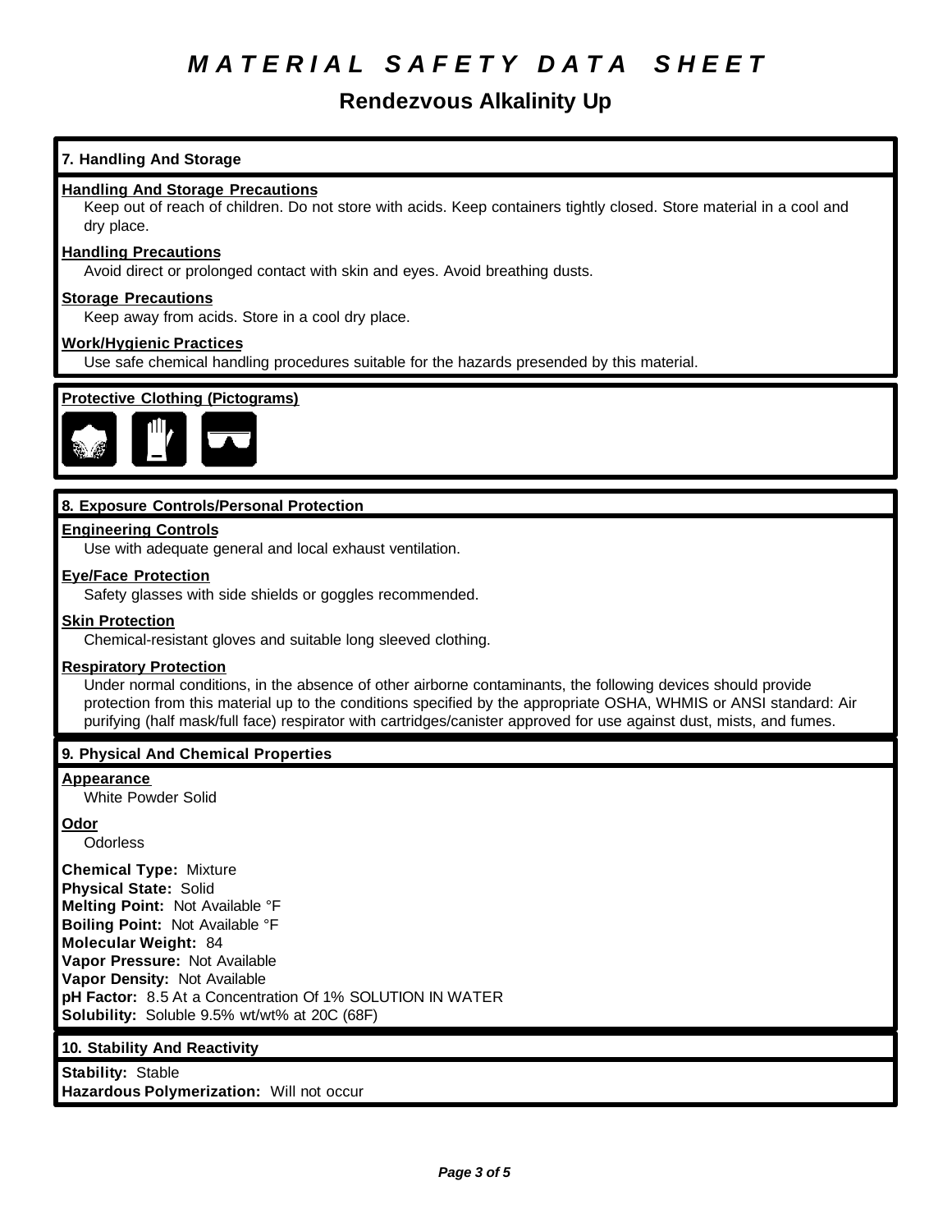# MATERIAL SAFETY DATA SHEET

## Rendezvous Alkalinity Up

### 7. Handling And Storage

**Handling And Storage Precautions**

Keep out of reach of children. Do not store with acids. Keep containers tightly closed. Store material in a cool and dry place.

**Handling Precautions**

Avoid direct or prolonged contact with skin and eyes. Avoid breathing dusts.

**Storage Precautions**

Keep away from acids. Store in a cool dry place.

**Work/Hygienic Practices**

Use safe chemical handling procedures suitable for the hazards presended by this material.

**Protective Clothing (Pictograms)**

### 8. Exposure Controls/Personal Protection

**Engineering Controls**

Use with adequate general and local exhaust ventilation.

**Eye/Face Protection**

Safety glasses with side shields or goggles recommended.

**Skin Protection**

Chemical-resistant gloves and suitable long sleeved clothing.

**Respiratory Protection**

Under normal conditions, in the absence of other airborne contaminants, the following devices should provide protection from this material up to the conditions specified by the appropriate OSHA, WHMIS or ANSI standard: Air purifying (half mask/full face) respirator with cartridges/canister approved for use against dust, mists, and fumes.

### 9. Physical And Chemical Properties

**Appearance**

White Powder Solid

**Odor**

Odorless

**Chemical Type:** Mixture
**Physical State:** Solid
**Melting Point:** Not Available °F
**Boiling Point:** Not Available °F
**Molecular Weight:** 84
**Vapor Pressure:** Not Available
**Vapor Density:** Not Available
**pH Factor:** 8.5 At a Concentration Of 1% SOLUTION IN WATER
**Solubility:** Soluble 9.5% wt/wt% at 20C (68F)

### 10. Stability And Reactivity

**Stability:** Stable
**Hazardous Polymerization:** Will not occur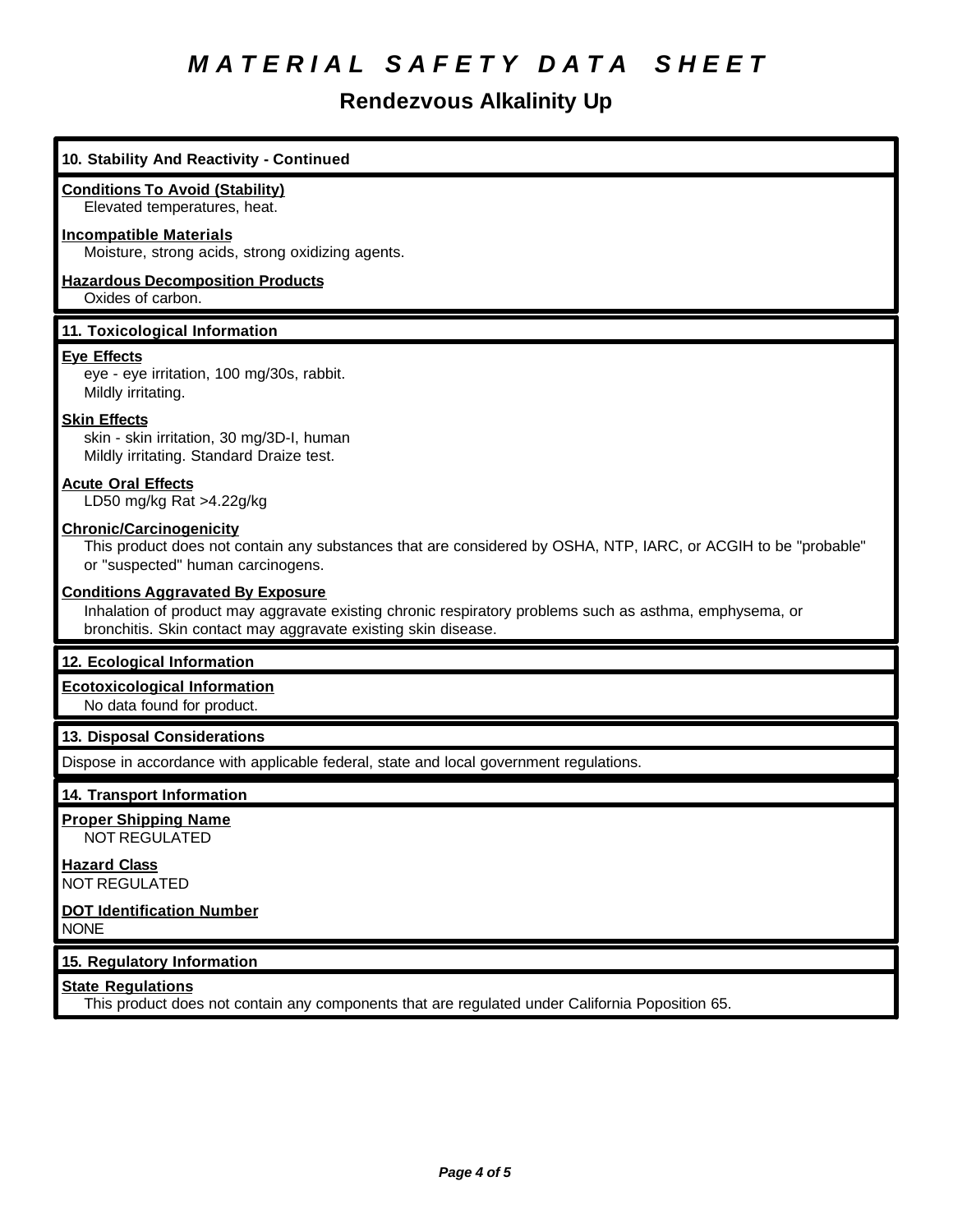# MATERIAL SAFETY DATA SHEET

## Rendezvous Alkalinity Up

### 10. Stability And Reactivity - Continued

**Conditions To Avoid (Stability)**
Elevated temperatures, heat.

**Incompatible Materials**
Moisture, strong acids, strong oxidizing agents.

**Hazardous Decomposition Products**
Oxides of carbon.

### 11. Toxicological Information

**Eye Effects**
eye - eye irritation, 100 mg/30s, rabbit.
Mildly irritating.

**Skin Effects**
skin - skin irritation, 30 mg/3D-I, human
Mildly irritating. Standard Draize test.

**Acute Oral Effects**
LD50 mg/kg Rat >4.22g/kg

**Chronic/Carcinogenicity**
This product does not contain any substances that are considered by OSHA, NTP, IARC, or ACGIH to be "probable" or "suspected" human carcinogens.

**Conditions Aggravated By Exposure**
Inhalation of product may aggravate existing chronic respiratory problems such as asthma, emphysema, or bronchitis. Skin contact may aggravate existing skin disease.

### 12. Ecological Information

**Ecotoxicological Information**
No data found for product.

### 13. Disposal Considerations

Dispose in accordance with applicable federal, state and local government regulations.

### 14. Transport Information

**Proper Shipping Name**
NOT REGULATED

**Hazard Class**
NOT REGULATED

**DOT Identification Number**
NONE

### 15. Regulatory Information

**State Regulations**
This product does not contain any components that are regulated under California Poposition 65.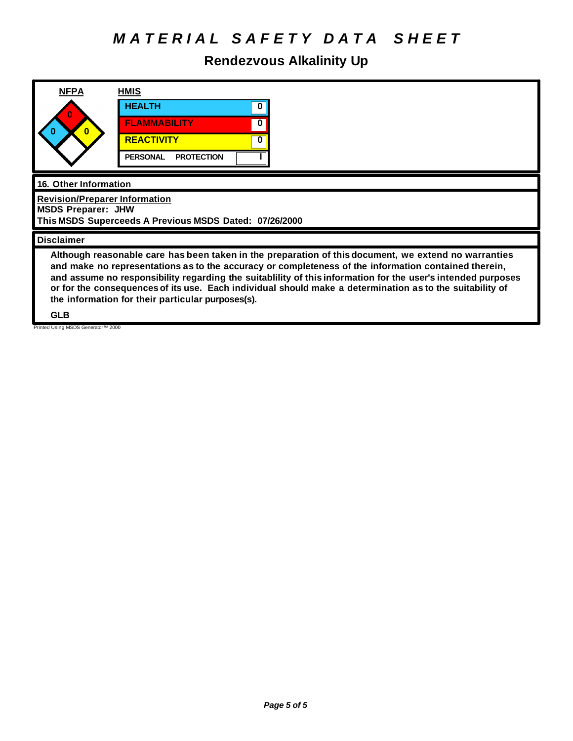# *MATERIAL SAFETY DATA SHEET*

## Rendezvous Alkalinity Up

**NFPA**

0
0 0

**HMIS**

| | |
|---|---|
| HEALTH | 0 |
| FLAMMABILITY | 0 |
| REACTIVITY | 0 |
| PERSONAL PROTECTION | I |

### 16. Other Information

**Revision/Preparer Information**
**MSDS Preparer: JHW**
**This MSDS Superceeds A Previous MSDS Dated: 07/26/2000**

### Disclaimer

**Although reasonable care has been taken in the preparation of this document, we extend no warranties and make no representations as to the accuracy or completeness of the information contained therein, and assume no responsibility regarding the suitablility of this information for the user's intended purposes or for the consequences of its use. Each individual should make a determination as to the suitability of the information for their particular purposes(s).**

**GLB**

Printed Using MSDS Generator™ 2000